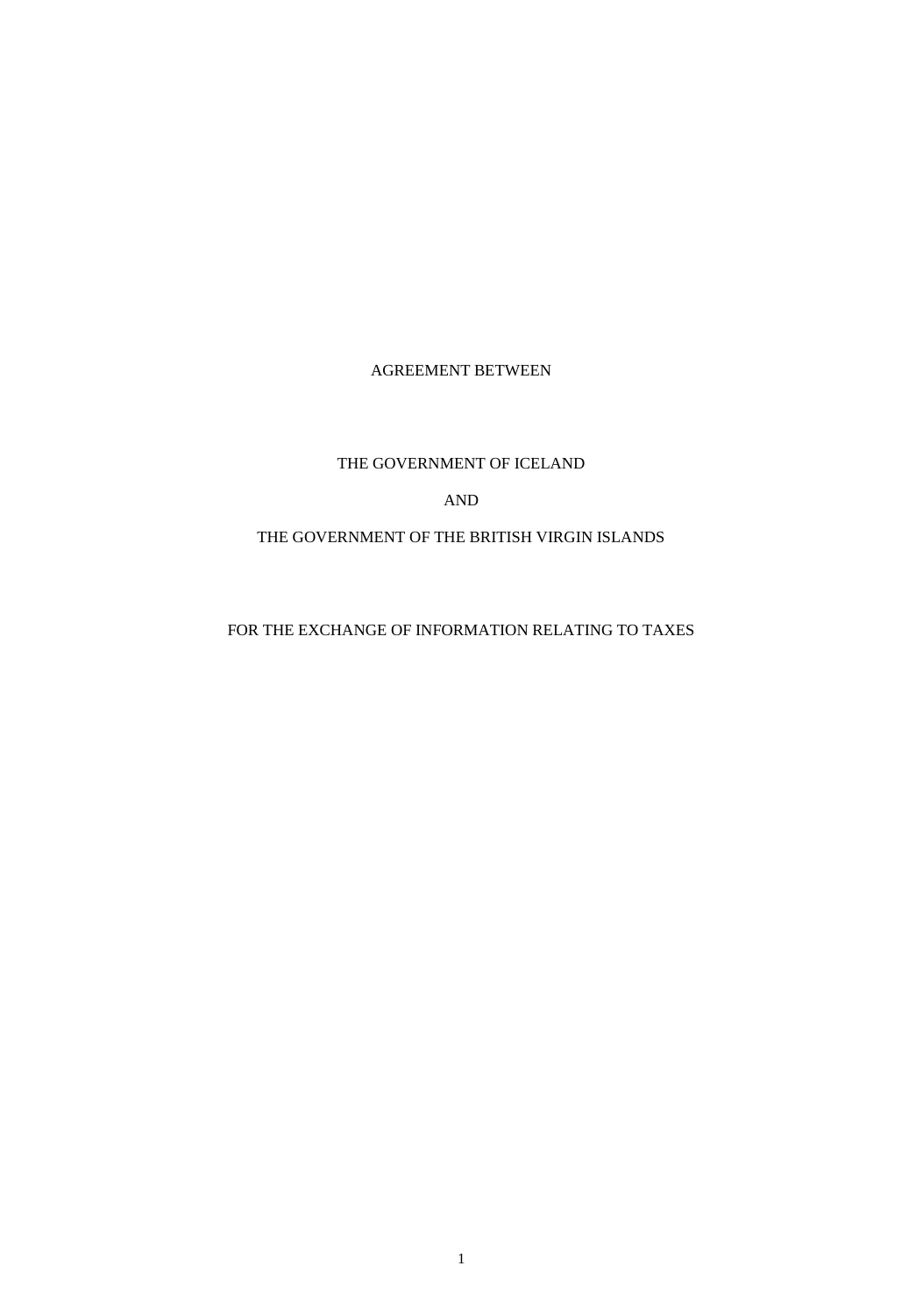# AGREEMENT BETWEEN

# THE GOVERNMENT OF ICELAND

# AND

# THE GOVERNMENT OF THE BRITISH VIRGIN ISLANDS

# FOR THE EXCHANGE OF INFORMATION RELATING TO TAXES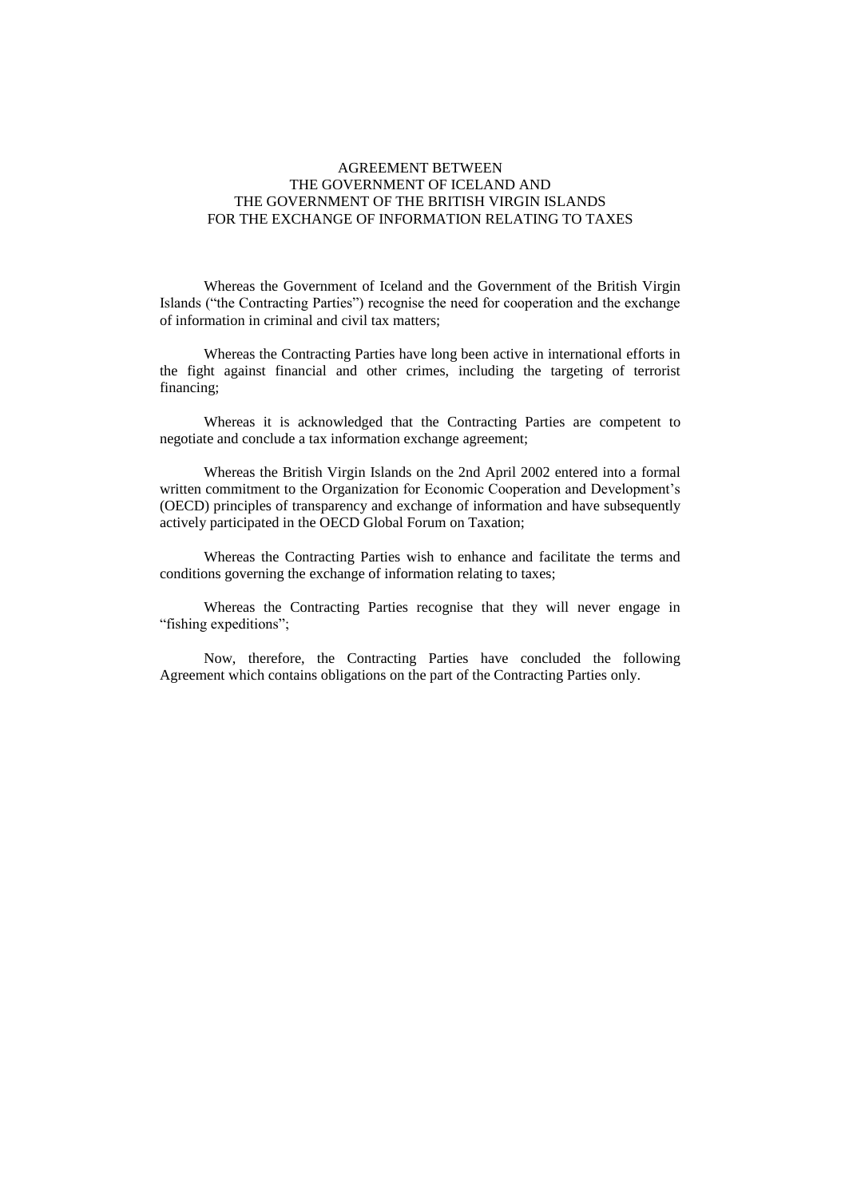# AGREEMENT BETWEEN THE GOVERNMENT OF ICELAND AND THE GOVERNMENT OF THE BRITISH VIRGIN ISLANDS FOR THE EXCHANGE OF INFORMATION RELATING TO TAXES

Whereas the Government of Iceland and the Government of the British Virgin Islands ("the Contracting Parties") recognise the need for cooperation and the exchange of information in criminal and civil tax matters;

Whereas the Contracting Parties have long been active in international efforts in the fight against financial and other crimes, including the targeting of terrorist financing;

Whereas it is acknowledged that the Contracting Parties are competent to negotiate and conclude a tax information exchange agreement;

Whereas the British Virgin Islands on the 2nd April 2002 entered into a formal written commitment to the Organization for Economic Cooperation and Development's (OECD) principles of transparency and exchange of information and have subsequently actively participated in the OECD Global Forum on Taxation;

Whereas the Contracting Parties wish to enhance and facilitate the terms and conditions governing the exchange of information relating to taxes;

Whereas the Contracting Parties recognise that they will never engage in "fishing expeditions";

Now, therefore, the Contracting Parties have concluded the following Agreement which contains obligations on the part of the Contracting Parties only.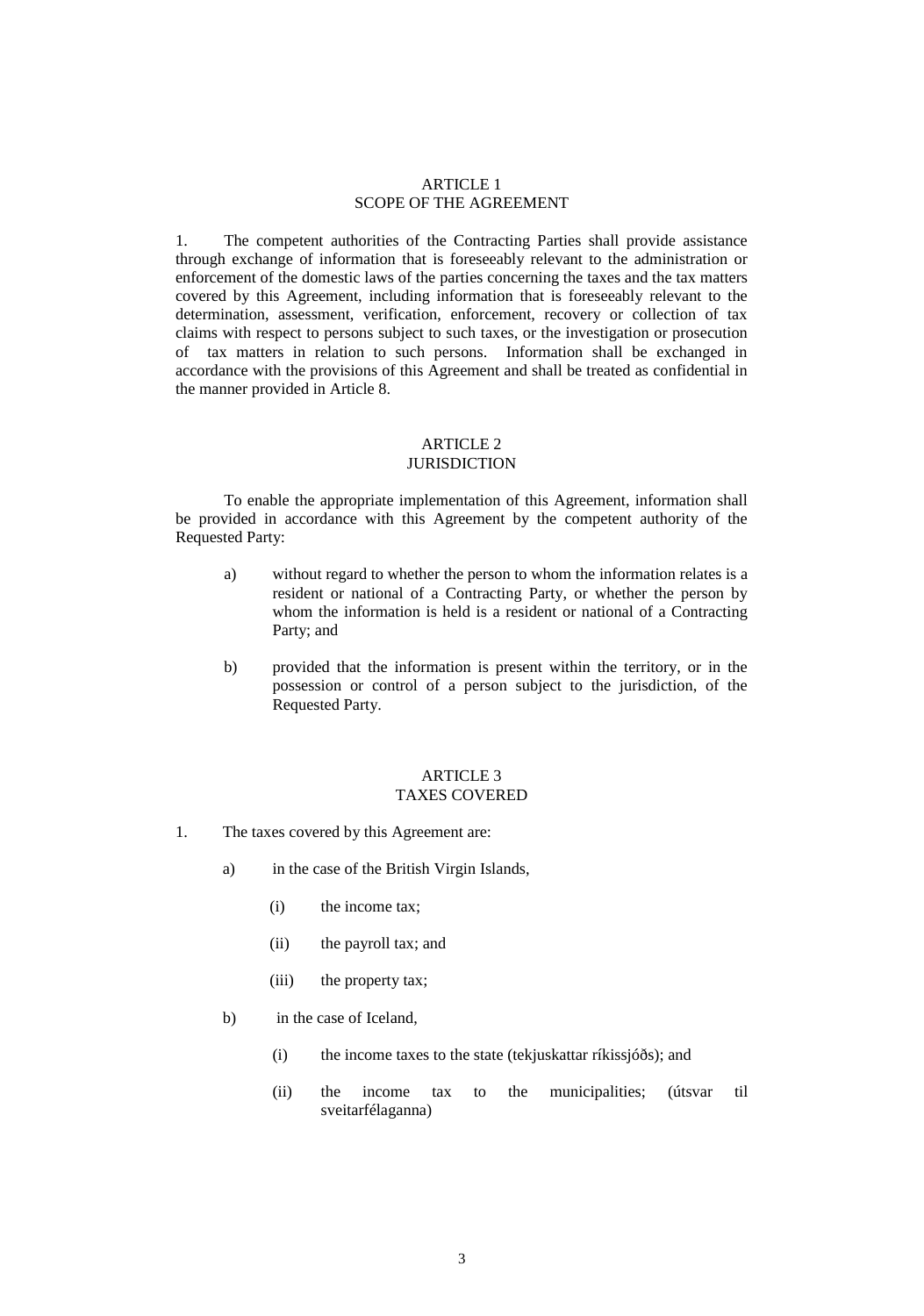## ARTICLE 1
## SCOPE OF THE AGREEMENT

1. The competent authorities of the Contracting Parties shall provide assistance through exchange of information that is foreseeably relevant to the administration or enforcement of the domestic laws of the parties concerning the taxes and the tax matters covered by this Agreement, including information that is foreseeably relevant to the determination, assessment, verification, enforcement, recovery or collection of tax claims with respect to persons subject to such taxes, or the investigation or prosecution of tax matters in relation to such persons. Information shall be exchanged in accordance with the provisions of this Agreement and shall be treated as confidential in the manner provided in Article 8.

## ARTICLE 2
## JURISDICTION

To enable the appropriate implementation of this Agreement, information shall be provided in accordance with this Agreement by the competent authority of the Requested Party:

a) without regard to whether the person to whom the information relates is a resident or national of a Contracting Party, or whether the person by whom the information is held is a resident or national of a Contracting Party; and

b) provided that the information is present within the territory, or in the possession or control of a person subject to the jurisdiction, of the Requested Party.

## ARTICLE 3
## TAXES COVERED

1. The taxes covered by this Agreement are:

   a) in the case of the British Virgin Islands,

      (i) the income tax;

      (ii) the payroll tax; and

      (iii) the property tax;

   b) in the case of Iceland,

      (i) the income taxes to the state (tekjuskattar ríkissjóðs); and

      (ii) the income tax to the municipalities; (útsvar til sveitarfélaganna)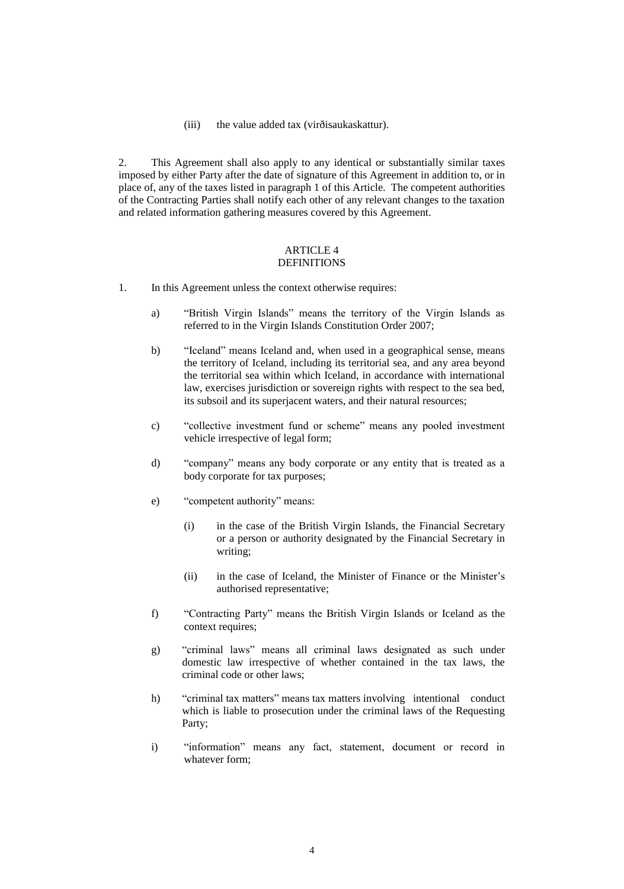(iii) the value added tax (virðisaukaskattur).

2. This Agreement shall also apply to any identical or substantially similar taxes imposed by either Party after the date of signature of this Agreement in addition to, or in place of, any of the taxes listed in paragraph 1 of this Article. The competent authorities of the Contracting Parties shall notify each other of any relevant changes to the taxation and related information gathering measures covered by this Agreement.

## ARTICLE 4
## DEFINITIONS

1. In this Agreement unless the context otherwise requires:

   a) "British Virgin Islands" means the territory of the Virgin Islands as referred to in the Virgin Islands Constitution Order 2007;

   b) "Iceland" means Iceland and, when used in a geographical sense, means the territory of Iceland, including its territorial sea, and any area beyond the territorial sea within which Iceland, in accordance with international law, exercises jurisdiction or sovereign rights with respect to the sea bed, its subsoil and its superjacent waters, and their natural resources;

   c) "collective investment fund or scheme" means any pooled investment vehicle irrespective of legal form;

   d) "company" means any body corporate or any entity that is treated as a body corporate for tax purposes;

   e) "competent authority" means:

      (i) in the case of the British Virgin Islands, the Financial Secretary or a person or authority designated by the Financial Secretary in writing;

      (ii) in the case of Iceland, the Minister of Finance or the Minister's authorised representative;

   f) "Contracting Party" means the British Virgin Islands or Iceland as the context requires;

   g) "criminal laws" means all criminal laws designated as such under domestic law irrespective of whether contained in the tax laws, the criminal code or other laws;

   h) "criminal tax matters" means tax matters involving intentional conduct which is liable to prosecution under the criminal laws of the Requesting Party;

   i) "information" means any fact, statement, document or record in whatever form;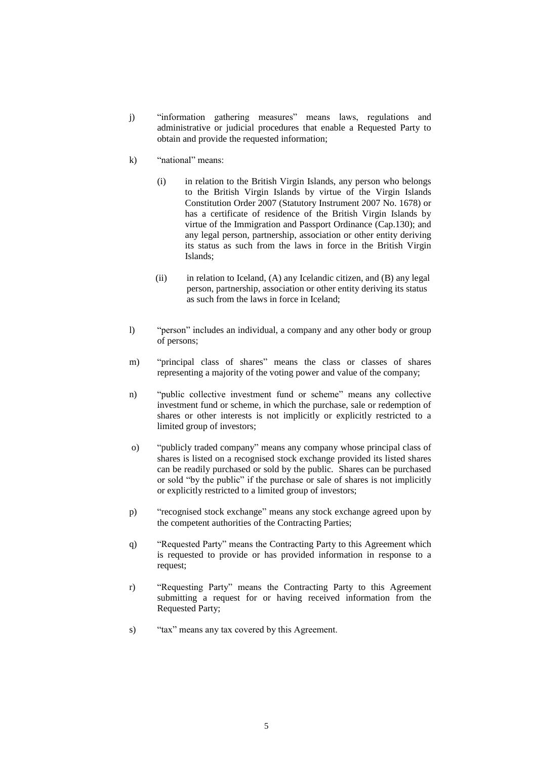j) "information gathering measures" means laws, regulations and administrative or judicial procedures that enable a Requested Party to obtain and provide the requested information;

k) "national" means:

   (i) in relation to the British Virgin Islands, any person who belongs to the British Virgin Islands by virtue of the Virgin Islands Constitution Order 2007 (Statutory Instrument 2007 No. 1678) or has a certificate of residence of the British Virgin Islands by virtue of the Immigration and Passport Ordinance (Cap.130); and any legal person, partnership, association or other entity deriving its status as such from the laws in force in the British Virgin Islands;

   (ii) in relation to Iceland, (A) any Icelandic citizen, and (B) any legal person, partnership, association or other entity deriving its status as such from the laws in force in Iceland;

l) "person" includes an individual, a company and any other body or group of persons;

m) "principal class of shares" means the class or classes of shares representing a majority of the voting power and value of the company;

n) "public collective investment fund or scheme" means any collective investment fund or scheme, in which the purchase, sale or redemption of shares or other interests is not implicitly or explicitly restricted to a limited group of investors;

o) "publicly traded company" means any company whose principal class of shares is listed on a recognised stock exchange provided its listed shares can be readily purchased or sold by the public. Shares can be purchased or sold "by the public" if the purchase or sale of shares is not implicitly or explicitly restricted to a limited group of investors;

p) "recognised stock exchange" means any stock exchange agreed upon by the competent authorities of the Contracting Parties;

q) "Requested Party" means the Contracting Party to this Agreement which is requested to provide or has provided information in response to a request;

r) "Requesting Party" means the Contracting Party to this Agreement submitting a request for or having received information from the Requested Party;

s) "tax" means any tax covered by this Agreement.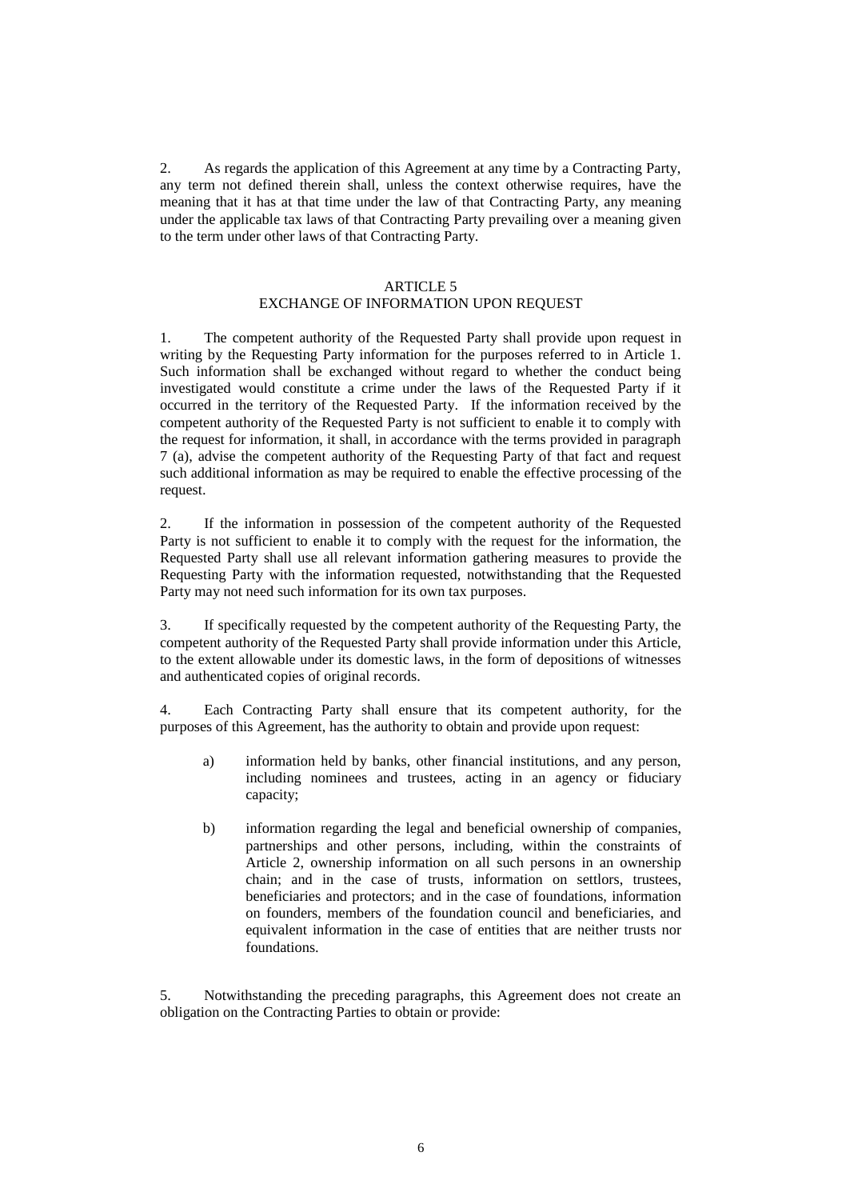2. As regards the application of this Agreement at any time by a Contracting Party, any term not defined therein shall, unless the context otherwise requires, have the meaning that it has at that time under the law of that Contracting Party, any meaning under the applicable tax laws of that Contracting Party prevailing over a meaning given to the term under other laws of that Contracting Party.

## ARTICLE 5
## EXCHANGE OF INFORMATION UPON REQUEST

1. The competent authority of the Requested Party shall provide upon request in writing by the Requesting Party information for the purposes referred to in Article 1. Such information shall be exchanged without regard to whether the conduct being investigated would constitute a crime under the laws of the Requested Party if it occurred in the territory of the Requested Party. If the information received by the competent authority of the Requested Party is not sufficient to enable it to comply with the request for information, it shall, in accordance with the terms provided in paragraph 7 (a), advise the competent authority of the Requesting Party of that fact and request such additional information as may be required to enable the effective processing of the request.

2. If the information in possession of the competent authority of the Requested Party is not sufficient to enable it to comply with the request for the information, the Requested Party shall use all relevant information gathering measures to provide the Requesting Party with the information requested, notwithstanding that the Requested Party may not need such information for its own tax purposes.

3. If specifically requested by the competent authority of the Requesting Party, the competent authority of the Requested Party shall provide information under this Article, to the extent allowable under its domestic laws, in the form of depositions of witnesses and authenticated copies of original records.

4. Each Contracting Party shall ensure that its competent authority, for the purposes of this Agreement, has the authority to obtain and provide upon request:

a) information held by banks, other financial institutions, and any person, including nominees and trustees, acting in an agency or fiduciary capacity;

b) information regarding the legal and beneficial ownership of companies, partnerships and other persons, including, within the constraints of Article 2, ownership information on all such persons in an ownership chain; and in the case of trusts, information on settlors, trustees, beneficiaries and protectors; and in the case of foundations, information on founders, members of the foundation council and beneficiaries, and equivalent information in the case of entities that are neither trusts nor foundations.

5. Notwithstanding the preceding paragraphs, this Agreement does not create an obligation on the Contracting Parties to obtain or provide: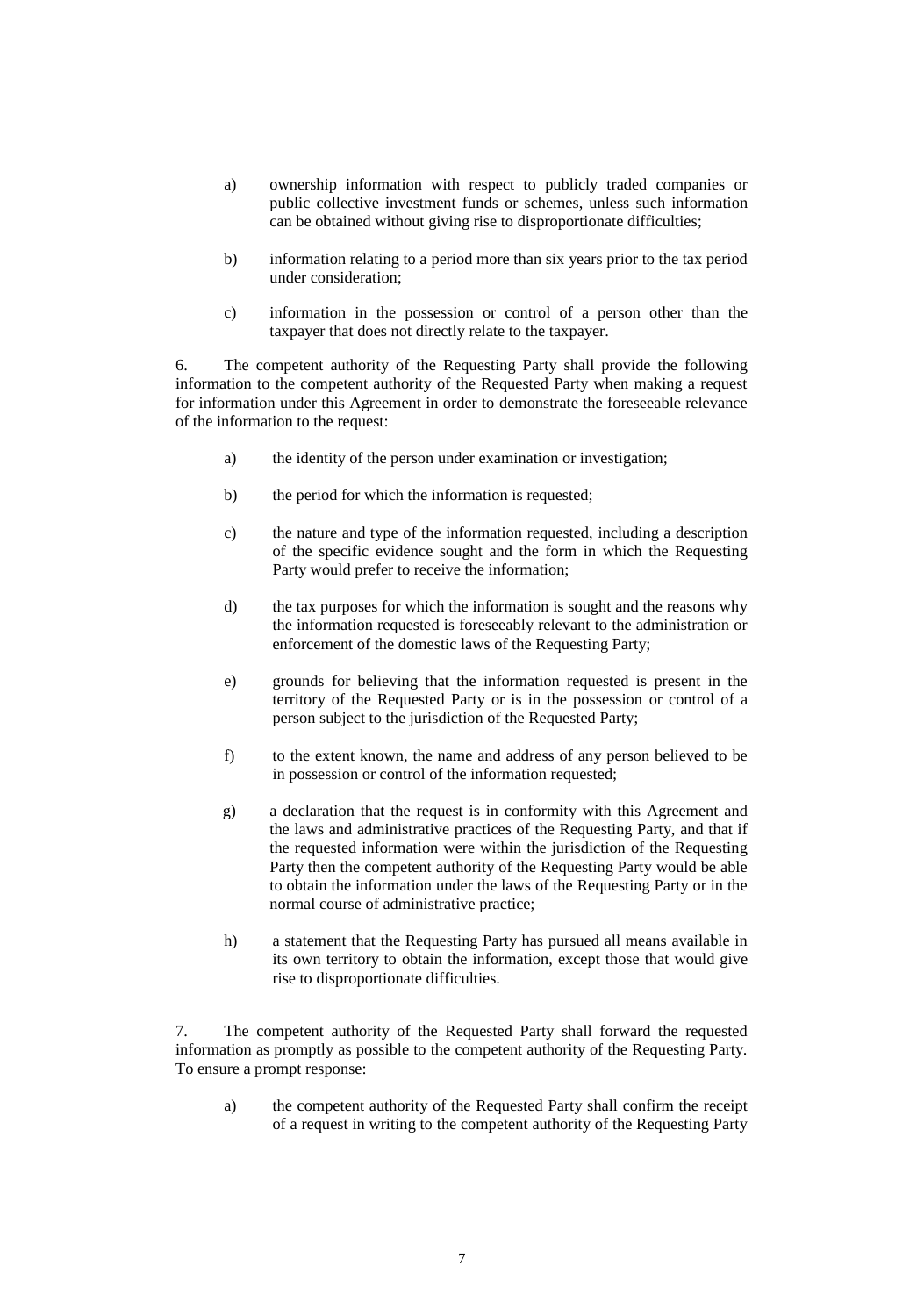a) ownership information with respect to publicly traded companies or public collective investment funds or schemes, unless such information can be obtained without giving rise to disproportionate difficulties;

b) information relating to a period more than six years prior to the tax period under consideration;

c) information in the possession or control of a person other than the taxpayer that does not directly relate to the taxpayer.

6. The competent authority of the Requesting Party shall provide the following information to the competent authority of the Requested Party when making a request for information under this Agreement in order to demonstrate the foreseeable relevance of the information to the request:

a) the identity of the person under examination or investigation;

b) the period for which the information is requested;

c) the nature and type of the information requested, including a description of the specific evidence sought and the form in which the Requesting Party would prefer to receive the information;

d) the tax purposes for which the information is sought and the reasons why the information requested is foreseeably relevant to the administration or enforcement of the domestic laws of the Requesting Party;

e) grounds for believing that the information requested is present in the territory of the Requested Party or is in the possession or control of a person subject to the jurisdiction of the Requested Party;

f) to the extent known, the name and address of any person believed to be in possession or control of the information requested;

g) a declaration that the request is in conformity with this Agreement and the laws and administrative practices of the Requesting Party, and that if the requested information were within the jurisdiction of the Requesting Party then the competent authority of the Requesting Party would be able to obtain the information under the laws of the Requesting Party or in the normal course of administrative practice;

h) a statement that the Requesting Party has pursued all means available in its own territory to obtain the information, except those that would give rise to disproportionate difficulties.

7. The competent authority of the Requested Party shall forward the requested information as promptly as possible to the competent authority of the Requesting Party. To ensure a prompt response:

a) the competent authority of the Requested Party shall confirm the receipt of a request in writing to the competent authority of the Requesting Party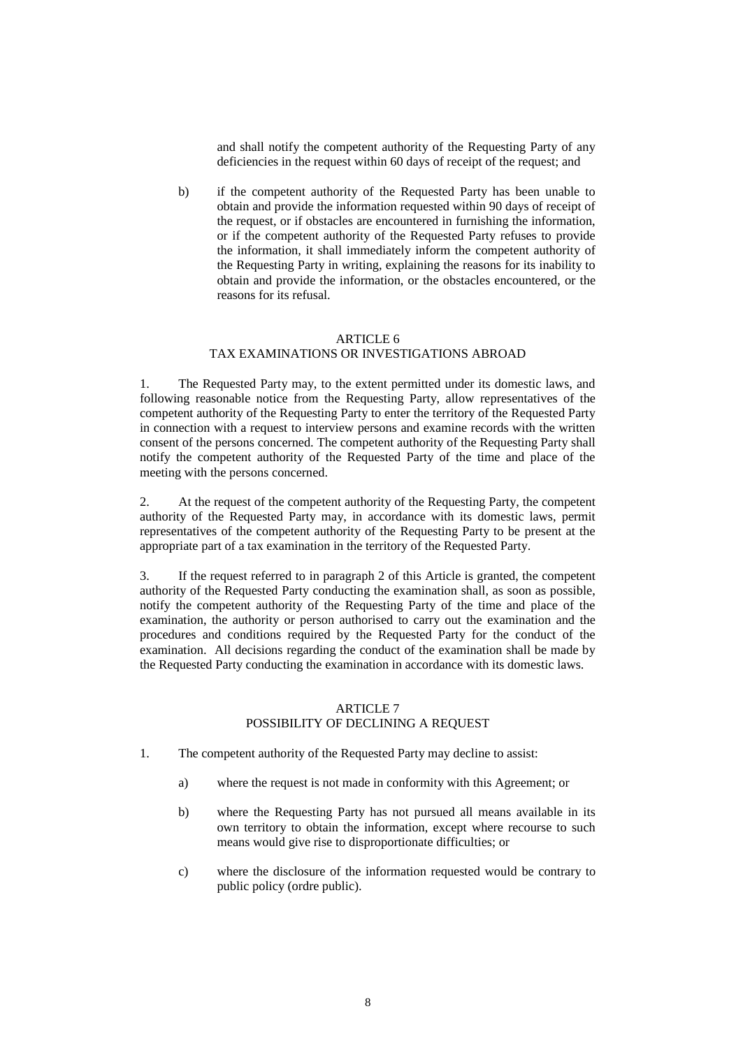and shall notify the competent authority of the Requesting Party of any deficiencies in the request within 60 days of receipt of the request; and

b) if the competent authority of the Requested Party has been unable to obtain and provide the information requested within 90 days of receipt of the request, or if obstacles are encountered in furnishing the information, or if the competent authority of the Requested Party refuses to provide the information, it shall immediately inform the competent authority of the Requesting Party in writing, explaining the reasons for its inability to obtain and provide the information, or the obstacles encountered, or the reasons for its refusal.

## ARTICLE 6
## TAX EXAMINATIONS OR INVESTIGATIONS ABROAD

1. The Requested Party may, to the extent permitted under its domestic laws, and following reasonable notice from the Requesting Party, allow representatives of the competent authority of the Requesting Party to enter the territory of the Requested Party in connection with a request to interview persons and examine records with the written consent of the persons concerned. The competent authority of the Requesting Party shall notify the competent authority of the Requested Party of the time and place of the meeting with the persons concerned.

2. At the request of the competent authority of the Requesting Party, the competent authority of the Requested Party may, in accordance with its domestic laws, permit representatives of the competent authority of the Requesting Party to be present at the appropriate part of a tax examination in the territory of the Requested Party.

3. If the request referred to in paragraph 2 of this Article is granted, the competent authority of the Requested Party conducting the examination shall, as soon as possible, notify the competent authority of the Requesting Party of the time and place of the examination, the authority or person authorised to carry out the examination and the procedures and conditions required by the Requested Party for the conduct of the examination. All decisions regarding the conduct of the examination shall be made by the Requested Party conducting the examination in accordance with its domestic laws.

## ARTICLE 7
## POSSIBILITY OF DECLINING A REQUEST

1. The competent authority of the Requested Party may decline to assist:

a) where the request is not made in conformity with this Agreement; or

b) where the Requesting Party has not pursued all means available in its own territory to obtain the information, except where recourse to such means would give rise to disproportionate difficulties; or

c) where the disclosure of the information requested would be contrary to public policy (ordre public).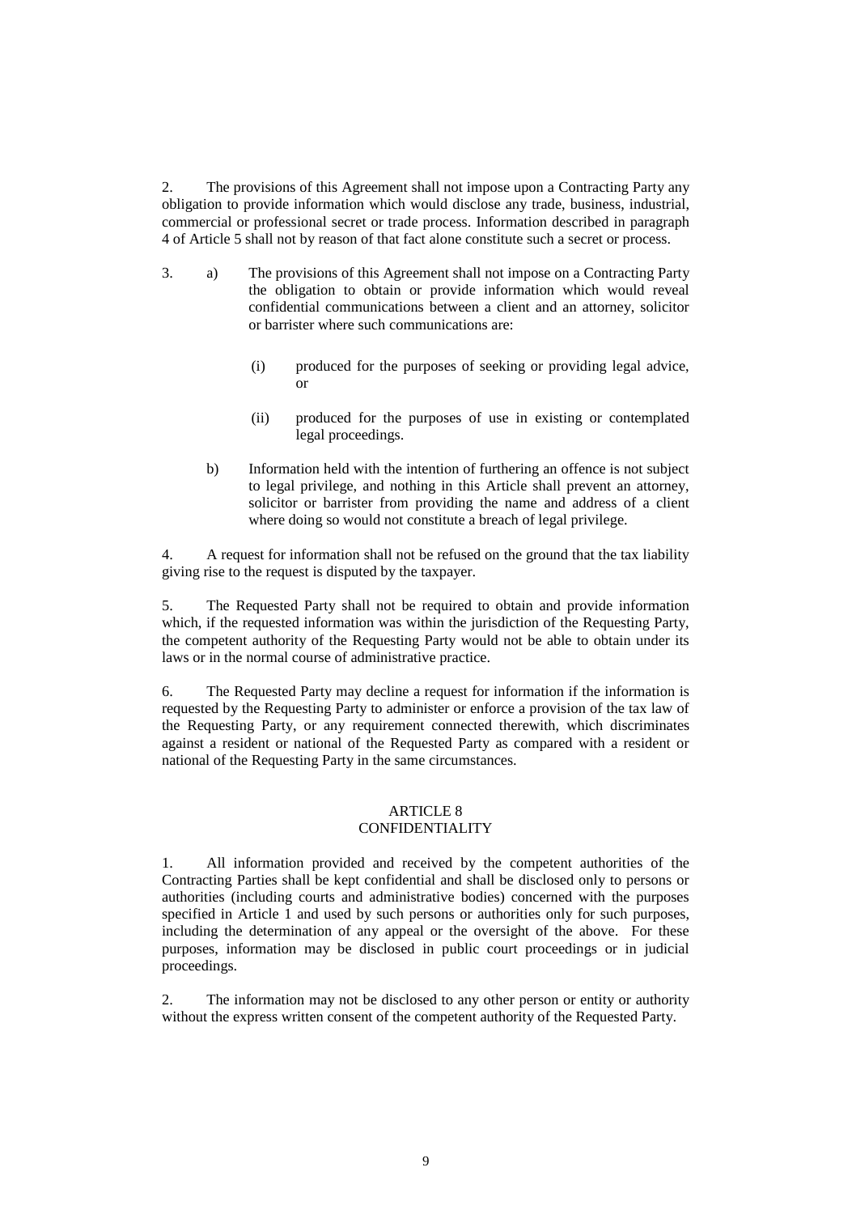2. The provisions of this Agreement shall not impose upon a Contracting Party any obligation to provide information which would disclose any trade, business, industrial, commercial or professional secret or trade process. Information described in paragraph 4 of Article 5 shall not by reason of that fact alone constitute such a secret or process.

3. a) The provisions of this Agreement shall not impose on a Contracting Party the obligation to obtain or provide information which would reveal confidential communications between a client and an attorney, solicitor or barrister where such communications are:

   (i) produced for the purposes of seeking or providing legal advice, or

   (ii) produced for the purposes of use in existing or contemplated legal proceedings.

   b) Information held with the intention of furthering an offence is not subject to legal privilege, and nothing in this Article shall prevent an attorney, solicitor or barrister from providing the name and address of a client where doing so would not constitute a breach of legal privilege.

4. A request for information shall not be refused on the ground that the tax liability giving rise to the request is disputed by the taxpayer.

5. The Requested Party shall not be required to obtain and provide information which, if the requested information was within the jurisdiction of the Requesting Party, the competent authority of the Requesting Party would not be able to obtain under its laws or in the normal course of administrative practice.

6. The Requested Party may decline a request for information if the information is requested by the Requesting Party to administer or enforce a provision of the tax law of the Requesting Party, or any requirement connected therewith, which discriminates against a resident or national of the Requested Party as compared with a resident or national of the Requesting Party in the same circumstances.

## ARTICLE 8
## CONFIDENTIALITY

1. All information provided and received by the competent authorities of the Contracting Parties shall be kept confidential and shall be disclosed only to persons or authorities (including courts and administrative bodies) concerned with the purposes specified in Article 1 and used by such persons or authorities only for such purposes, including the determination of any appeal or the oversight of the above. For these purposes, information may be disclosed in public court proceedings or in judicial proceedings.

2. The information may not be disclosed to any other person or entity or authority without the express written consent of the competent authority of the Requested Party.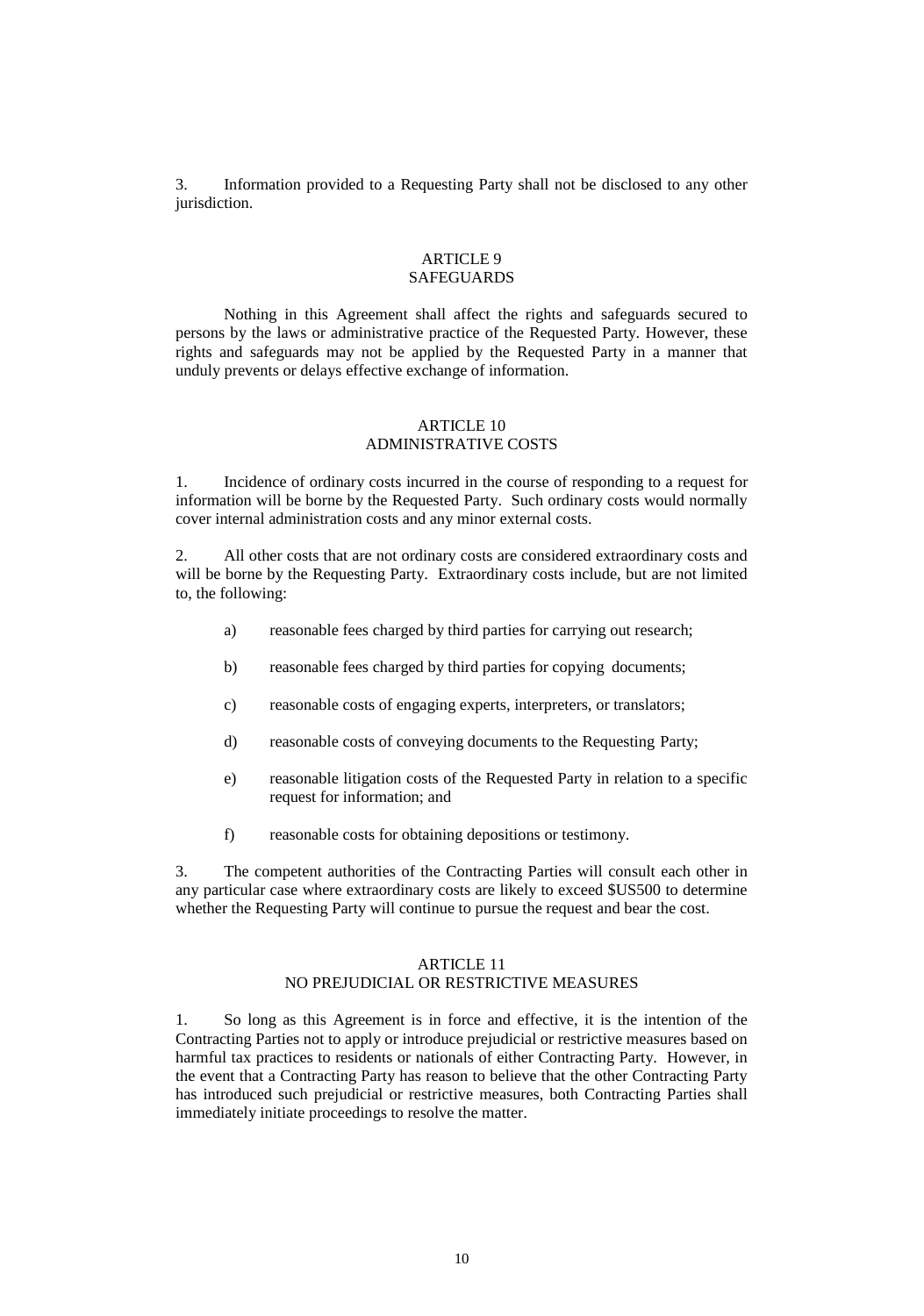3. Information provided to a Requesting Party shall not be disclosed to any other jurisdiction.

## ARTICLE 9
## SAFEGUARDS

Nothing in this Agreement shall affect the rights and safeguards secured to persons by the laws or administrative practice of the Requested Party. However, these rights and safeguards may not be applied by the Requested Party in a manner that unduly prevents or delays effective exchange of information.

## ARTICLE 10
## ADMINISTRATIVE COSTS

1. Incidence of ordinary costs incurred in the course of responding to a request for information will be borne by the Requested Party. Such ordinary costs would normally cover internal administration costs and any minor external costs.

2. All other costs that are not ordinary costs are considered extraordinary costs and will be borne by the Requesting Party. Extraordinary costs include, but are not limited to, the following:

a) reasonable fees charged by third parties for carrying out research;

b) reasonable fees charged by third parties for copying documents;

c) reasonable costs of engaging experts, interpreters, or translators;

d) reasonable costs of conveying documents to the Requesting Party;

e) reasonable litigation costs of the Requested Party in relation to a specific request for information; and

f) reasonable costs for obtaining depositions or testimony.

3. The competent authorities of the Contracting Parties will consult each other in any particular case where extraordinary costs are likely to exceed $US500 to determine whether the Requesting Party will continue to pursue the request and bear the cost.

## ARTICLE 11
## NO PREJUDICIAL OR RESTRICTIVE MEASURES

1. So long as this Agreement is in force and effective, it is the intention of the Contracting Parties not to apply or introduce prejudicial or restrictive measures based on harmful tax practices to residents or nationals of either Contracting Party. However, in the event that a Contracting Party has reason to believe that the other Contracting Party has introduced such prejudicial or restrictive measures, both Contracting Parties shall immediately initiate proceedings to resolve the matter.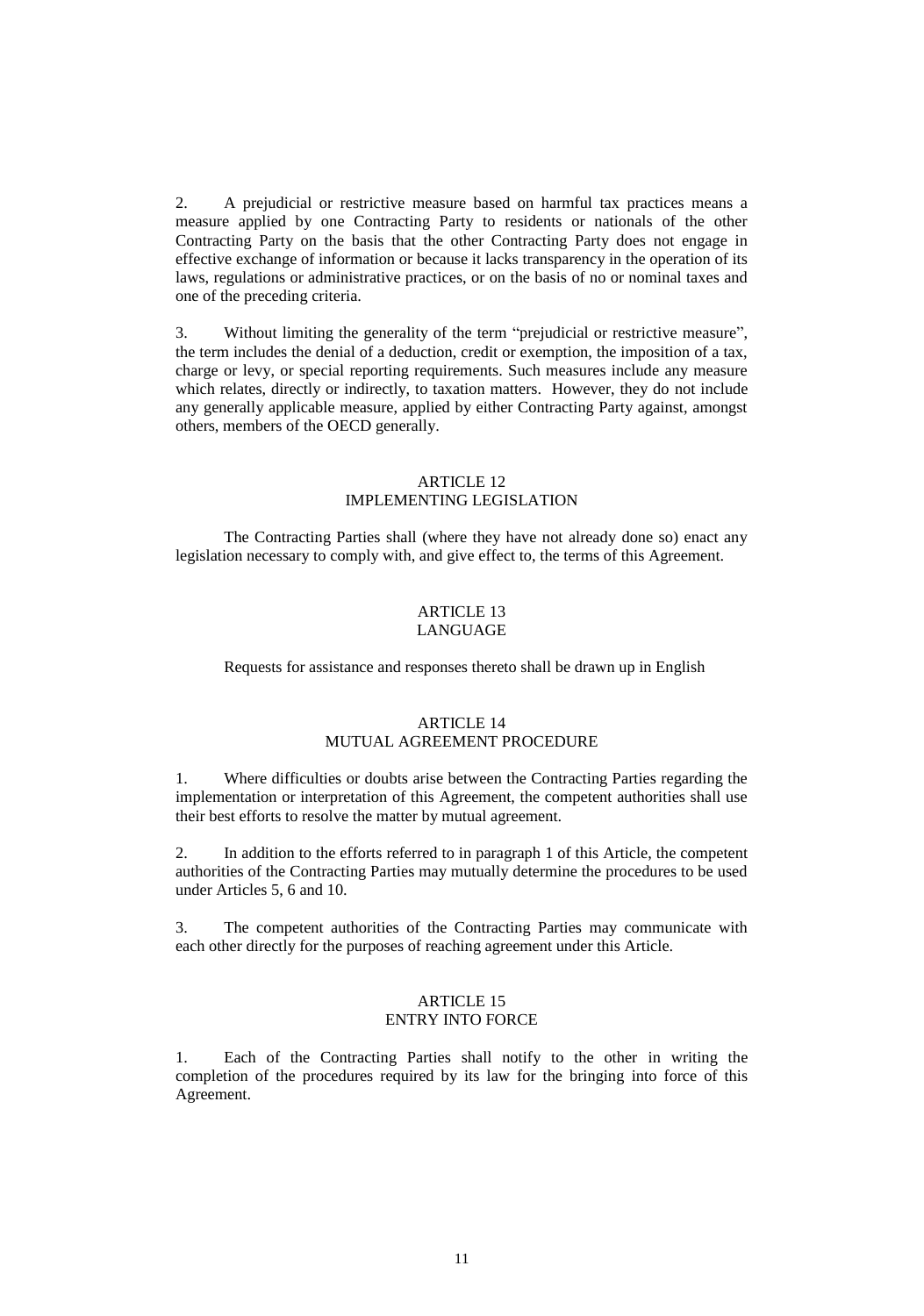2. A prejudicial or restrictive measure based on harmful tax practices means a measure applied by one Contracting Party to residents or nationals of the other Contracting Party on the basis that the other Contracting Party does not engage in effective exchange of information or because it lacks transparency in the operation of its laws, regulations or administrative practices, or on the basis of no or nominal taxes and one of the preceding criteria.

3. Without limiting the generality of the term "prejudicial or restrictive measure", the term includes the denial of a deduction, credit or exemption, the imposition of a tax, charge or levy, or special reporting requirements. Such measures include any measure which relates, directly or indirectly, to taxation matters. However, they do not include any generally applicable measure, applied by either Contracting Party against, amongst others, members of the OECD generally.

## ARTICLE 12
## IMPLEMENTING LEGISLATION

The Contracting Parties shall (where they have not already done so) enact any legislation necessary to comply with, and give effect to, the terms of this Agreement.

## ARTICLE 13
## LANGUAGE

Requests for assistance and responses thereto shall be drawn up in English

## ARTICLE 14
## MUTUAL AGREEMENT PROCEDURE

1. Where difficulties or doubts arise between the Contracting Parties regarding the implementation or interpretation of this Agreement, the competent authorities shall use their best efforts to resolve the matter by mutual agreement.

2. In addition to the efforts referred to in paragraph 1 of this Article, the competent authorities of the Contracting Parties may mutually determine the procedures to be used under Articles 5, 6 and 10.

3. The competent authorities of the Contracting Parties may communicate with each other directly for the purposes of reaching agreement under this Article.

## ARTICLE 15
## ENTRY INTO FORCE

1. Each of the Contracting Parties shall notify to the other in writing the completion of the procedures required by its law for the bringing into force of this Agreement.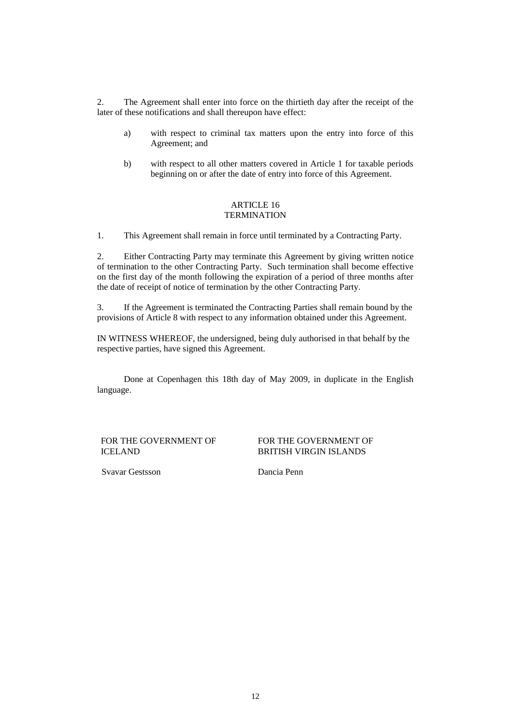2. The Agreement shall enter into force on the thirtieth day after the receipt of the later of these notifications and shall thereupon have effect:

a) with respect to criminal tax matters upon the entry into force of this Agreement; and

b) with respect to all other matters covered in Article 1 for taxable periods beginning on or after the date of entry into force of this Agreement.

## ARTICLE 16
## TERMINATION

1. This Agreement shall remain in force until terminated by a Contracting Party.

2. Either Contracting Party may terminate this Agreement by giving written notice of termination to the other Contracting Party. Such termination shall become effective on the first day of the month following the expiration of a period of three months after the date of receipt of notice of termination by the other Contracting Party.

3. If the Agreement is terminated the Contracting Parties shall remain bound by the provisions of Article 8 with respect to any information obtained under this Agreement.

IN WITNESS WHEREOF, the undersigned, being duly authorised in that behalf by the respective parties, have signed this Agreement.

Done at Copenhagen this 18th day of May 2009, in duplicate in the English language.

| FOR THE GOVERNMENT OF ICELAND | FOR THE GOVERNMENT OF BRITISH VIRGIN ISLANDS |
| --- | --- |
| Svavar Gestsson | Dancia Penn |